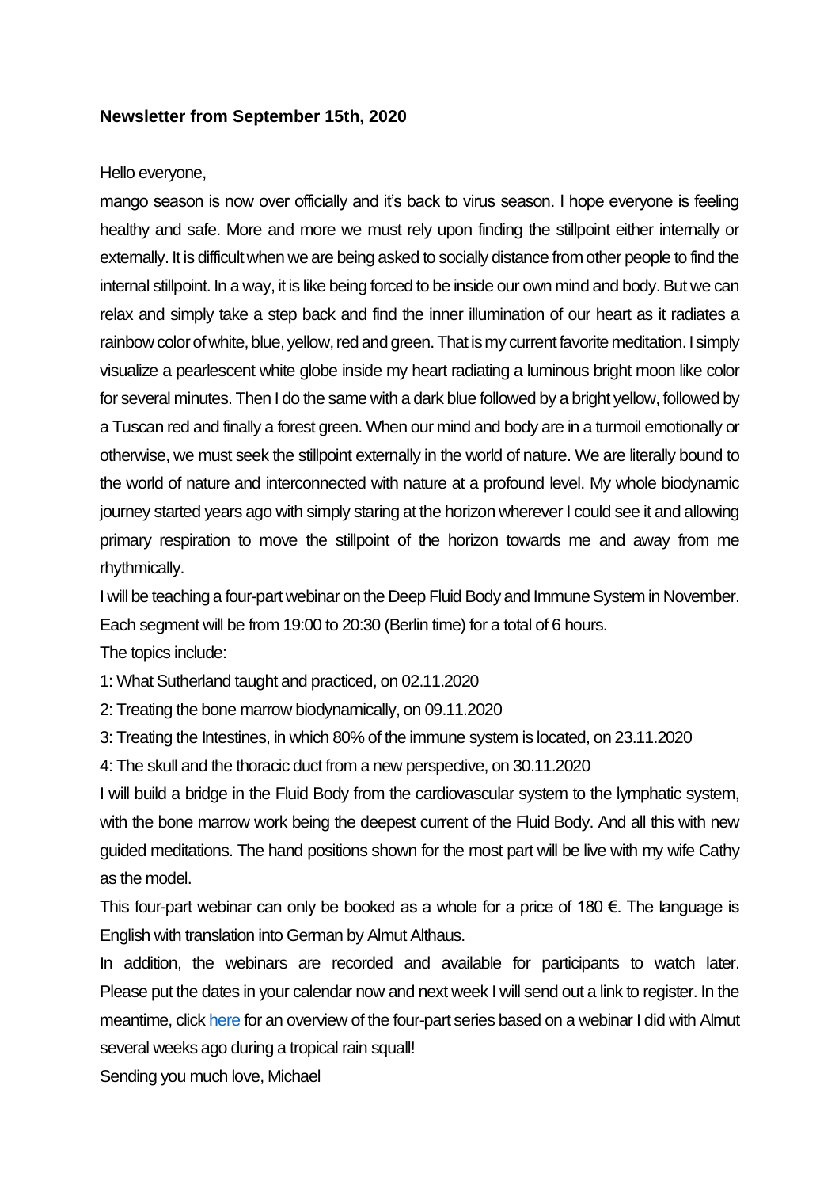**Newsletter from September 15th, 2020**

Hello everyone,

mango season is now over officially and it's back to virus season. I hope everyone is feeling healthy and safe. More and more we must rely upon finding the stillpoint either internally or externally. It is difficult when we are being asked to socially distance from other people to find the internal stillpoint. In a way, it is like being forced to be inside our own mind and body. But we can relax and simply take a step back and find the inner illumination of our heart as it radiates a rainbow color of white, blue, yellow, red and green. That is my current favorite meditation. I simply visualize a pearlescent white globe inside my heart radiating a luminous bright moon like color for several minutes. Then I do the same with a dark blue followed by a bright yellow, followed by a Tuscan red and finally a forest green. When our mind and body are in a turmoil emotionally or otherwise, we must seek the stillpoint externally in the world of nature. We are literally bound to the world of nature and interconnected with nature at a profound level. My whole biodynamic journey started years ago with simply staring at the horizon wherever I could see it and allowing primary respiration to move the stillpoint of the horizon towards me and away from me rhythmically.

I will be teaching a four-part webinar on the Deep Fluid Body and Immune System in November. Each segment will be from 19:00 to 20:30 (Berlin time) for a total of 6 hours.

The topics include:

1: What Sutherland taught and practiced, on 02.11.2020

2: Treating the bone marrow biodynamically, on 09.11.2020

3: Treating the Intestines, in which 80% of the immune system is located, on 23.11.2020

4: The skull and the thoracic duct from a new perspective, on 30.11.2020

I will build a bridge in the Fluid Body from the cardiovascular system to the lymphatic system, with the bone marrow work being the deepest current of the Fluid Body. And all this with new guided meditations. The hand positions shown for the most part will be live with my wife Cathy as the model.

This four-part webinar can only be booked as a whole for a price of 180 €. The language is English with translation into German by Almut Althaus.

In addition, the webinars are recorded and available for participants to watch later. Please put the dates in your calendar now and next week I will send out a link to register. In the meantime, click here for an overview of the four-part series based on a webinar I did with Almut several weeks ago during a tropical rain squall!

Sending you much love, Michael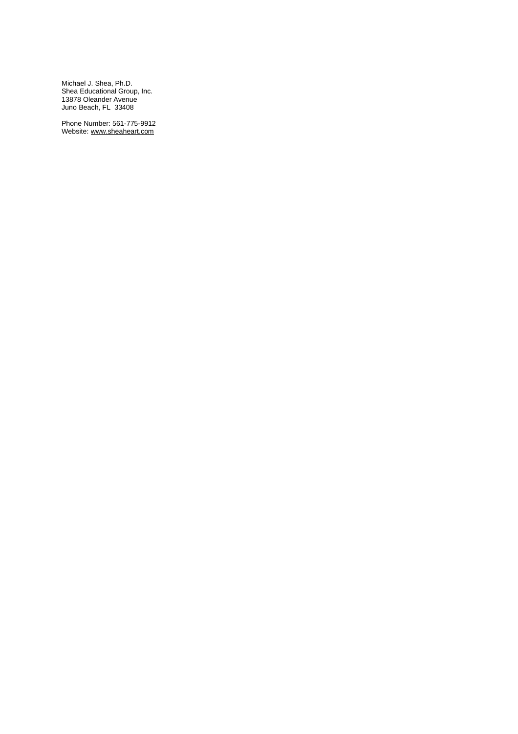Michael J. Shea, Ph.D.
Shea Educational Group, Inc.
13878 Oleander Avenue
Juno Beach, FL  33408

Phone Number: 561-775-9912
Website: www.sheaheart.com